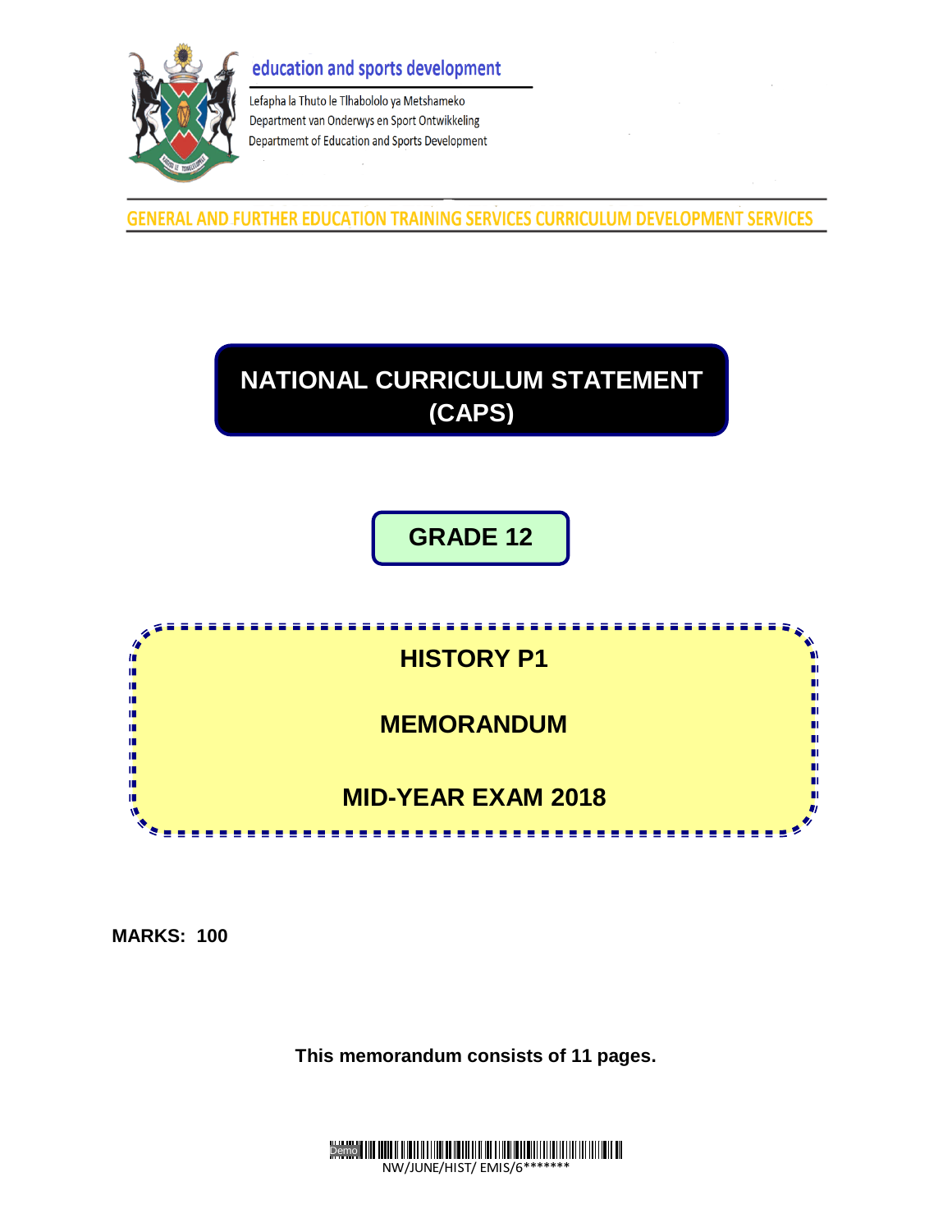education and sports development

Lefapha la Thuto le Tlhabololo ya Metshameko
Department van Onderwys en Sport Ontwikkeling
Departmemt of Education and Sports Development

GENERAL AND FURTHER EDUCATION TRAINING SERVICES CURRICULUM DEVELOPMENT SERVICES

# NATIONAL CURRICULUM STATEMENT (CAPS)

## GRADE 12

## HISTORY P1

## MEMORANDUM

## MID-YEAR EXAM 2018

**MARKS: 100**

**This memorandum consists of 11 pages.**

NW/JUNE/HIST/ EMIS/6*******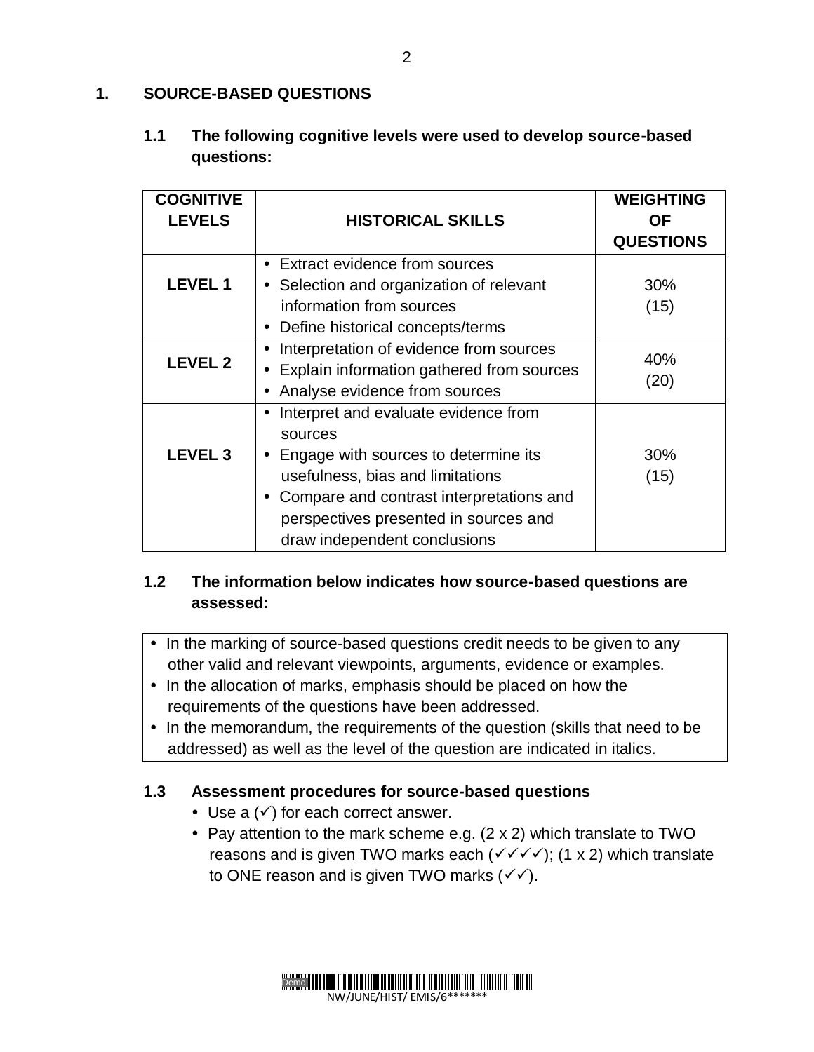## 1. SOURCE-BASED QUESTIONS

### 1.1 The following cognitive levels were used to develop source-based questions:

| COGNITIVE LEVELS | HISTORICAL SKILLS | WEIGHTING OF QUESTIONS |
|---|---|---|
| LEVEL 1 | • Extract evidence from sources<br>• Selection and organization of relevant information from sources<br>• Define historical concepts/terms | 30%<br>(15) |
| LEVEL 2 | • Interpretation of evidence from sources<br>• Explain information gathered from sources<br>• Analyse evidence from sources | 40%<br>(20) |
| LEVEL 3 | • Interpret and evaluate evidence from sources<br>• Engage with sources to determine its usefulness, bias and limitations<br>• Compare and contrast interpretations and perspectives presented in sources and draw independent conclusions | 30%<br>(15) |

### 1.2 The information below indicates how source-based questions are assessed:

- In the marking of source-based questions credit needs to be given to any other valid and relevant viewpoints, arguments, evidence or examples.
- In the allocation of marks, emphasis should be placed on how the requirements of the questions have been addressed.
- In the memorandum, the requirements of the question (skills that need to be addressed) as well as the level of the question are indicated in italics.

### 1.3 Assessment procedures for source-based questions

- Use a (✓) for each correct answer.
- Pay attention to the mark scheme e.g. (2 x 2) which translate to TWO reasons and is given TWO marks each (✓✓✓✓); (1 x 2) which translate to ONE reason and is given TWO marks (✓✓).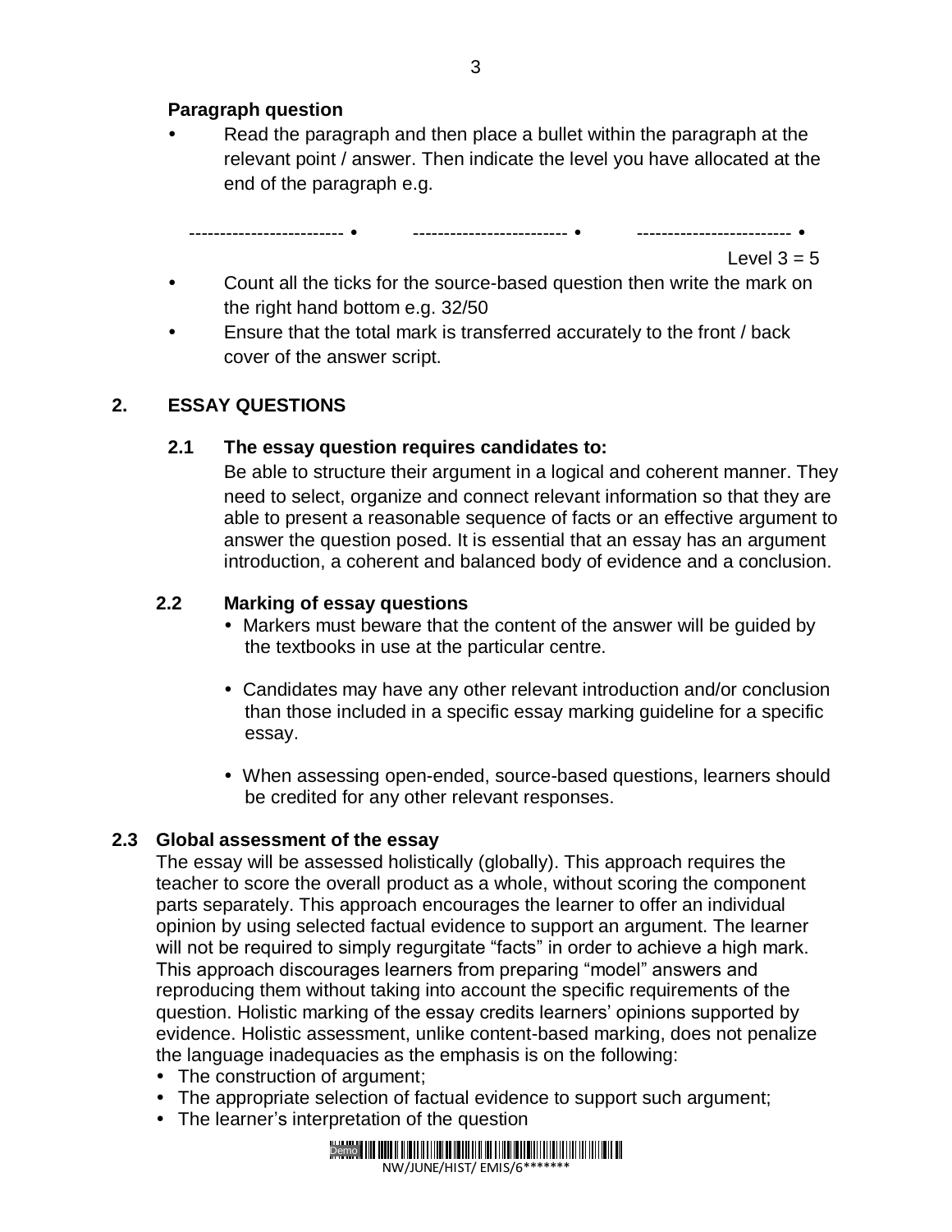**Paragraph question**

- Read the paragraph and then place a bullet within the paragraph at the relevant point / answer. Then indicate the level you have allocated at the end of the paragraph e.g.

------------------------ • ------------------------ • ------------------------ •

Level 3 = 5

- Count all the ticks for the source-based question then write the mark on the right hand bottom e.g. 32/50
- Ensure that the total mark is transferred accurately to the front / back cover of the answer script.

## 2. ESSAY QUESTIONS

### 2.1 The essay question requires candidates to:

Be able to structure their argument in a logical and coherent manner. They need to select, organize and connect relevant information so that they are able to present a reasonable sequence of facts or an effective argument to answer the question posed. It is essential that an essay has an argument introduction, a coherent and balanced body of evidence and a conclusion.

### 2.2 Marking of essay questions

- Markers must beware that the content of the answer will be guided by the textbooks in use at the particular centre.
- Candidates may have any other relevant introduction and/or conclusion than those included in a specific essay marking guideline for a specific essay.
- When assessing open-ended, source-based questions, learners should be credited for any other relevant responses.

### 2.3 Global assessment of the essay

The essay will be assessed holistically (globally). This approach requires the teacher to score the overall product as a whole, without scoring the component parts separately. This approach encourages the learner to offer an individual opinion by using selected factual evidence to support an argument. The learner will not be required to simply regurgitate "facts" in order to achieve a high mark. This approach discourages learners from preparing "model" answers and reproducing them without taking into account the specific requirements of the question. Holistic marking of the essay credits learners' opinions supported by evidence. Holistic assessment, unlike content-based marking, does not penalize the language inadequacies as the emphasis is on the following:

- The construction of argument;
- The appropriate selection of factual evidence to support such argument;
- The learner's interpretation of the question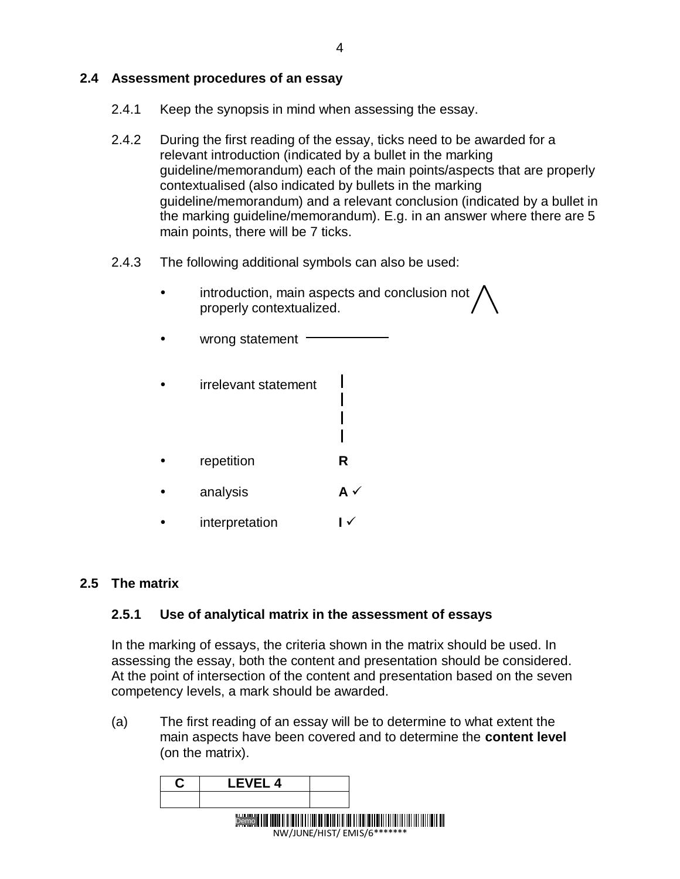## 2.4 Assessment procedures of an essay

2.4.1 Keep the synopsis in mind when assessing the essay.

2.4.2 During the first reading of the essay, ticks need to be awarded for a relevant introduction (indicated by a bullet in the marking guideline/memorandum) each of the main points/aspects that are properly contextualised (also indicated by bullets in the marking guideline/memorandum) and a relevant conclusion (indicated by a bullet in the marking guideline/memorandum). E.g. in an answer where there are 5 main points, there will be 7 ticks.

2.4.3 The following additional symbols can also be used:

- introduction, main aspects and conclusion not properly contextualized. ⋀
- wrong statement ___________
- irrelevant statement |
- repetition **R**
- analysis **A** ✓
- interpretation **I** ✓

## 2.5 The matrix

### 2.5.1 Use of analytical matrix in the assessment of essays

In the marking of essays, the criteria shown in the matrix should be used. In assessing the essay, both the content and presentation should be considered. At the point of intersection of the content and presentation based on the seven competency levels, a mark should be awarded.

(a) The first reading of an essay will be to determine to what extent the main aspects have been covered and to determine the **content level** (on the matrix).

| C | LEVEL 4 | |
|---|---|---|
| | | |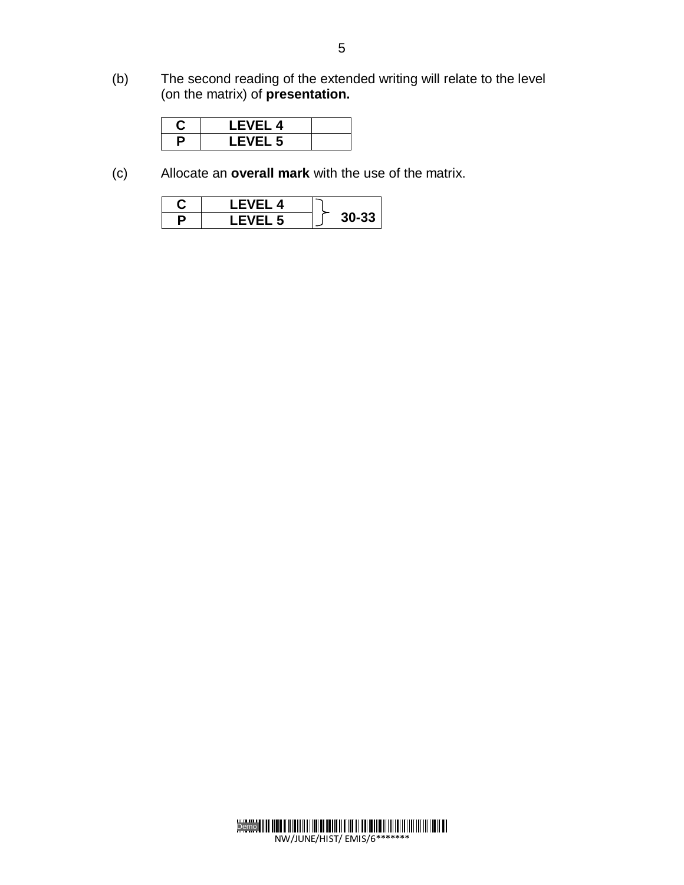(b) The second reading of the extended writing will relate to the level (on the matrix) of **presentation.**

| **C** | **LEVEL 4** | |
|---|---|---|
| **P** | **LEVEL 5** | |

(c) Allocate an **overall mark** with the use of the matrix.

| **C** | **LEVEL 4** | **30-33** |
|---|---|---|
| **P** | **LEVEL 5** | |

NW/JUNE/HIST/ EMIS/6*******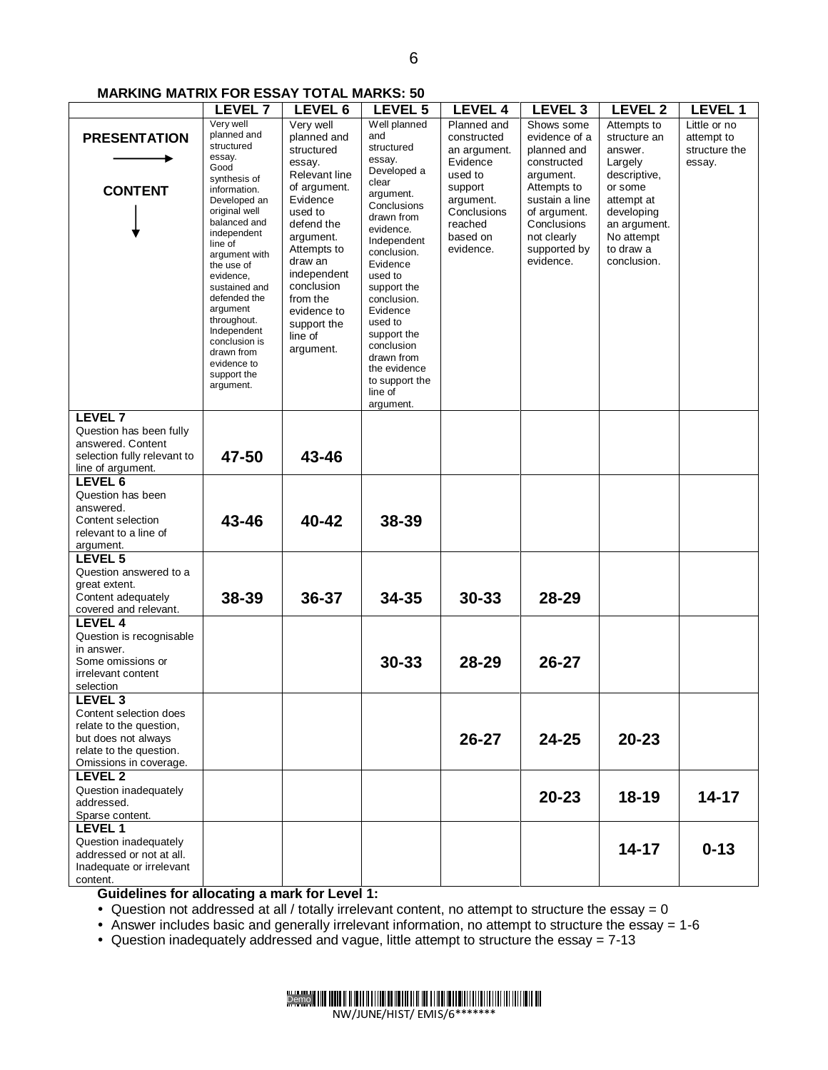**MARKING MATRIX FOR ESSAY TOTAL MARKS: 50**

| PRESENTATION → / CONTENT ↓ | LEVEL 7 | LEVEL 6 | LEVEL 5 | LEVEL 4 | LEVEL 3 | LEVEL 2 | LEVEL 1 |
|---|---|---|---|---|---|---|---|
| | Very well planned and structured essay. Good synthesis of information. Developed an original well balanced and independent line of argument with the use of evidence, sustained and defended the argument throughout. Independent conclusion is drawn from evidence to support the argument. | Very well planned and structured essay. Relevant line of argument. Evidence used to defend the argument. Attempts to draw an independent conclusion from the evidence to support the line of argument. | Well planned and structured essay. Developed a clear argument. Conclusions drawn from evidence. Independent conclusion. Evidence used to support the conclusion. Evidence used to support the conclusion drawn from the evidence to support the line of argument. | Planned and constructed an argument. Evidence used to support argument. Conclusions reached based on evidence. | Shows some evidence of a planned and constructed argument. Attempts to sustain a line of argument. Conclusions not clearly supported by evidence. | Attempts to structure an answer. Largely descriptive, or some attempt at developing an argument. No attempt to draw a conclusion. | Little or no attempt to structure the essay. |
| **LEVEL 7** Question has been fully answered. Content selection fully relevant to line of argument. | **47-50** | **43-46** | | | | | |
| **LEVEL 6** Question has been answered. Content selection relevant to a line of argument. | **43-46** | **40-42** | **38-39** | | | | |
| **LEVEL 5** Question answered to a great extent. Content adequately covered and relevant. | **38-39** | **36-37** | **34-35** | **30-33** | **28-29** | | |
| **LEVEL 4** Question is recognisable in answer. Some omissions or irrelevant content selection | | | **30-33** | **28-29** | **26-27** | | |
| **LEVEL 3** Content selection does relate to the question, but does not always relate to the question. Omissions in coverage. | | | | **26-27** | **24-25** | **20-23** | |
| **LEVEL 2** Question inadequately addressed. Sparse content. | | | | | **20-23** | **18-19** | **14-17** |
| **LEVEL 1** Question inadequately addressed or not at all. Inadequate or irrelevant content. | | | | | | **14-17** | **0-13** |

**Guidelines for allocating a mark for Level 1:**

- Question not addressed at all / totally irrelevant content, no attempt to structure the essay = 0
- Answer includes basic and generally irrelevant information, no attempt to structure the essay = 1-6
- Question inadequately addressed and vague, little attempt to structure the essay = 7-13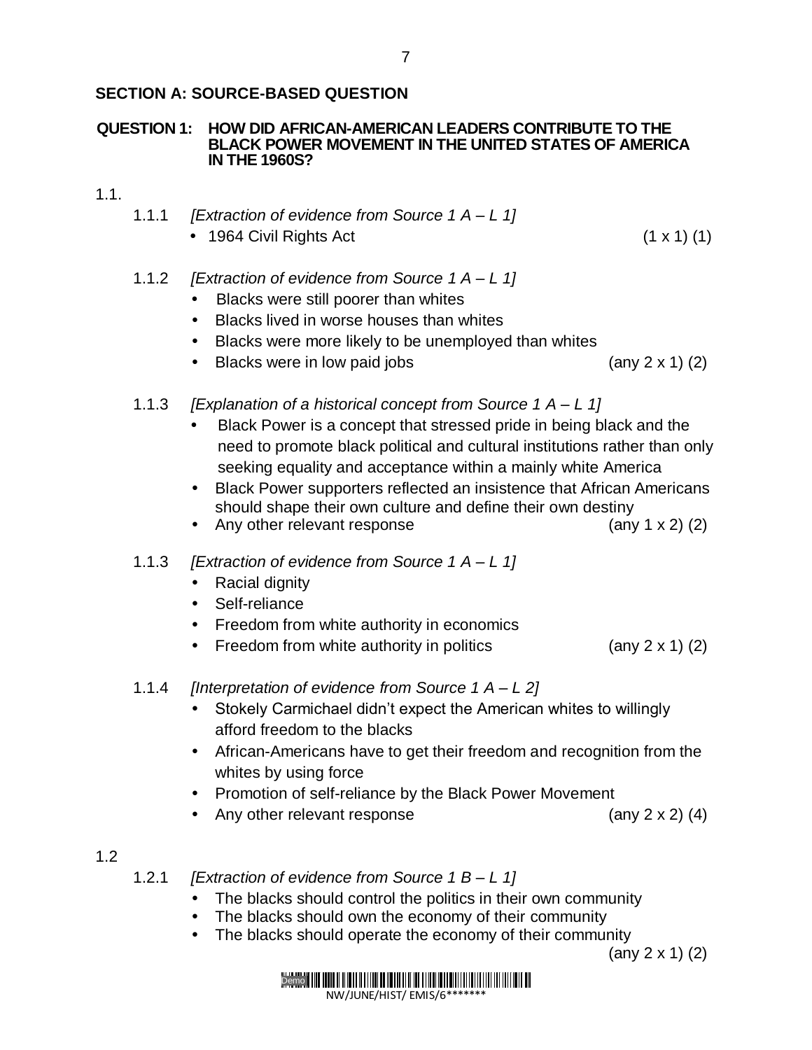## SECTION A: SOURCE-BASED QUESTION

### QUESTION 1: HOW DID AFRICAN-AMERICAN LEADERS CONTRIBUTE TO THE BLACK POWER MOVEMENT IN THE UNITED STATES OF AMERICA IN THE 1960S?

1.1.

1.1.1 *[Extraction of evidence from Source 1 A – L 1]*

- 1964 Civil Rights Act (1 x 1) (1)

1.1.2 *[Extraction of evidence from Source 1 A – L 1]*

- Blacks were still poorer than whites
- Blacks lived in worse houses than whites
- Blacks were more likely to be unemployed than whites
- Blacks were in low paid jobs (any 2 x 1) (2)

1.1.3 *[Explanation of a historical concept from Source 1 A – L 1]*

- Black Power is a concept that stressed pride in being black and the need to promote black political and cultural institutions rather than only seeking equality and acceptance within a mainly white America
- Black Power supporters reflected an insistence that African Americans should shape their own culture and define their own destiny
- Any other relevant response (any 1 x 2) (2)

1.1.3 *[Extraction of evidence from Source 1 A – L 1]*

- Racial dignity
- Self-reliance
- Freedom from white authority in economics
- Freedom from white authority in politics (any 2 x 1) (2)

1.1.4 *[Interpretation of evidence from Source 1 A – L 2]*

- Stokely Carmichael didn't expect the American whites to willingly afford freedom to the blacks
- African-Americans have to get their freedom and recognition from the whites by using force
- Promotion of self-reliance by the Black Power Movement
- Any other relevant response (any 2 x 2) (4)

1.2

1.2.1 *[Extraction of evidence from Source 1 B – L 1]*

- The blacks should control the politics in their own community
- The blacks should own the economy of their community
- The blacks should operate the economy of their community

(any 2 x 1) (2)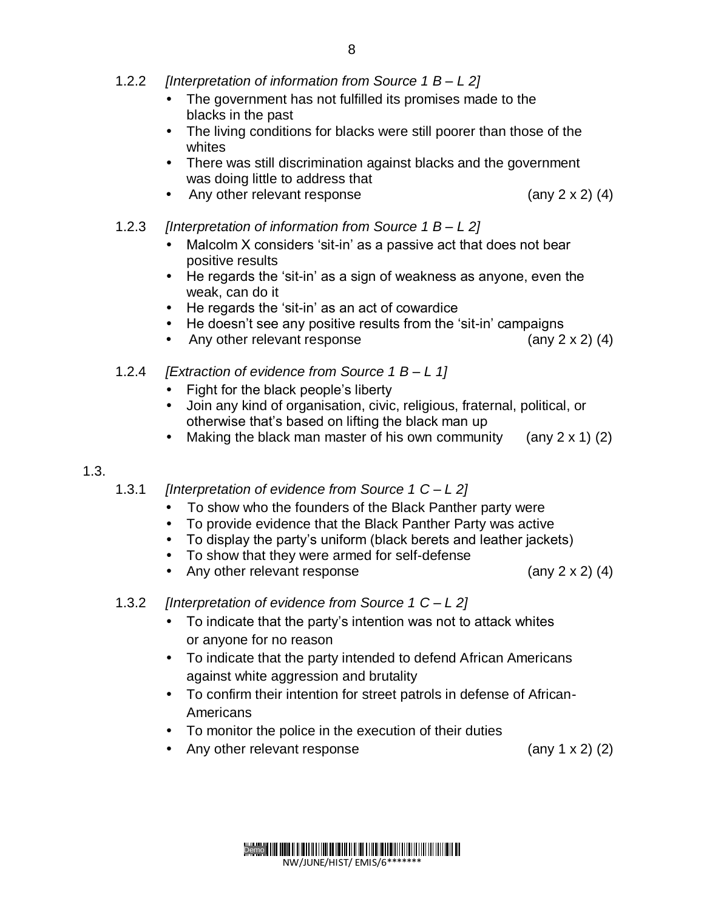1.2.2 *[Interpretation of information from Source 1 B – L 2]*

- The government has not fulfilled its promises made to the blacks in the past
- The living conditions for blacks were still poorer than those of the whites
- There was still discrimination against blacks and the government was doing little to address that
- Any other relevant response (any 2 x 2) (4)

1.2.3 *[Interpretation of information from Source 1 B – L 2]*

- Malcolm X considers 'sit-in' as a passive act that does not bear positive results
- He regards the 'sit-in' as a sign of weakness as anyone, even the weak, can do it
- He regards the 'sit-in' as an act of cowardice
- He doesn't see any positive results from the 'sit-in' campaigns
- Any other relevant response (any 2 x 2) (4)

1.2.4 *[Extraction of evidence from Source 1 B – L 1]*

- Fight for the black people's liberty
- Join any kind of organisation, civic, religious, fraternal, political, or otherwise that's based on lifting the black man up
- Making the black man master of his own community (any 2 x 1) (2)

1.3.

1.3.1 *[Interpretation of evidence from Source 1 C – L 2]*

- To show who the founders of the Black Panther party were
- To provide evidence that the Black Panther Party was active
- To display the party's uniform (black berets and leather jackets)
- To show that they were armed for self-defense
- Any other relevant response (any 2 x 2) (4)

1.3.2 *[Interpretation of evidence from Source 1 C – L 2]*

- To indicate that the party's intention was not to attack whites or anyone for no reason
- To indicate that the party intended to defend African Americans against white aggression and brutality
- To confirm their intention for street patrols in defense of African-Americans
- To monitor the police in the execution of their duties
- Any other relevant response (any 1 x 2) (2)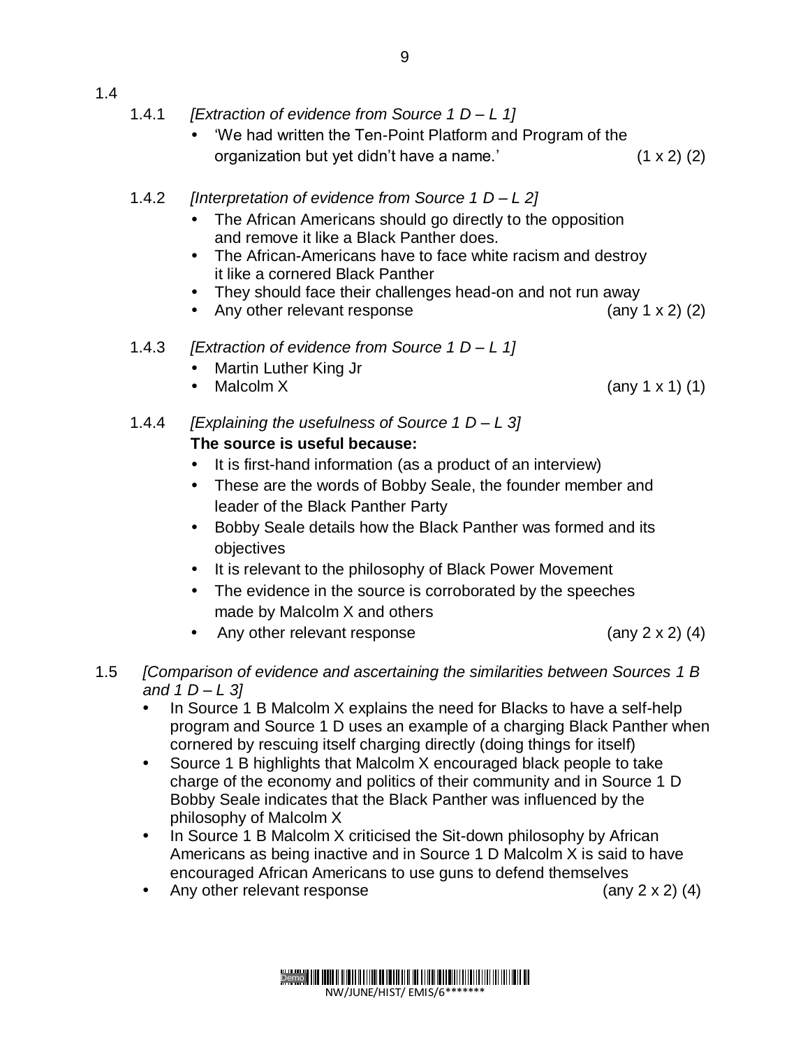1.4

1.4.1 *[Extraction of evidence from Source 1 D – L 1]*

- 'We had written the Ten-Point Platform and Program of the organization but yet didn't have a name.' (1 x 2) (2)

1.4.2 *[Interpretation of evidence from Source 1 D – L 2]*

- The African Americans should go directly to the opposition and remove it like a Black Panther does.
- The African-Americans have to face white racism and destroy it like a cornered Black Panther
- They should face their challenges head-on and not run away
- Any other relevant response (any 1 x 2) (2)

1.4.3 *[Extraction of evidence from Source 1 D – L 1]*

- Martin Luther King Jr
- Malcolm X (any 1 x 1) (1)

1.4.4 *[Explaining the usefulness of Source 1 D – L 3]*

**The source is useful because:**

- It is first-hand information (as a product of an interview)
- These are the words of Bobby Seale, the founder member and leader of the Black Panther Party
- Bobby Seale details how the Black Panther was formed and its objectives
- It is relevant to the philosophy of Black Power Movement
- The evidence in the source is corroborated by the speeches made by Malcolm X and others
- Any other relevant response (any 2 x 2) (4)

1.5 *[Comparison of evidence and ascertaining the similarities between Sources 1 B and 1 D – L 3]*

- In Source 1 B Malcolm X explains the need for Blacks to have a self-help program and Source 1 D uses an example of a charging Black Panther when cornered by rescuing itself charging directly (doing things for itself)
- Source 1 B highlights that Malcolm X encouraged black people to take charge of the economy and politics of their community and in Source 1 D Bobby Seale indicates that the Black Panther was influenced by the philosophy of Malcolm X
- In Source 1 B Malcolm X criticised the Sit-down philosophy by African Americans as being inactive and in Source 1 D Malcolm X is said to have encouraged African Americans to use guns to defend themselves
- Any other relevant response (any 2 x 2) (4)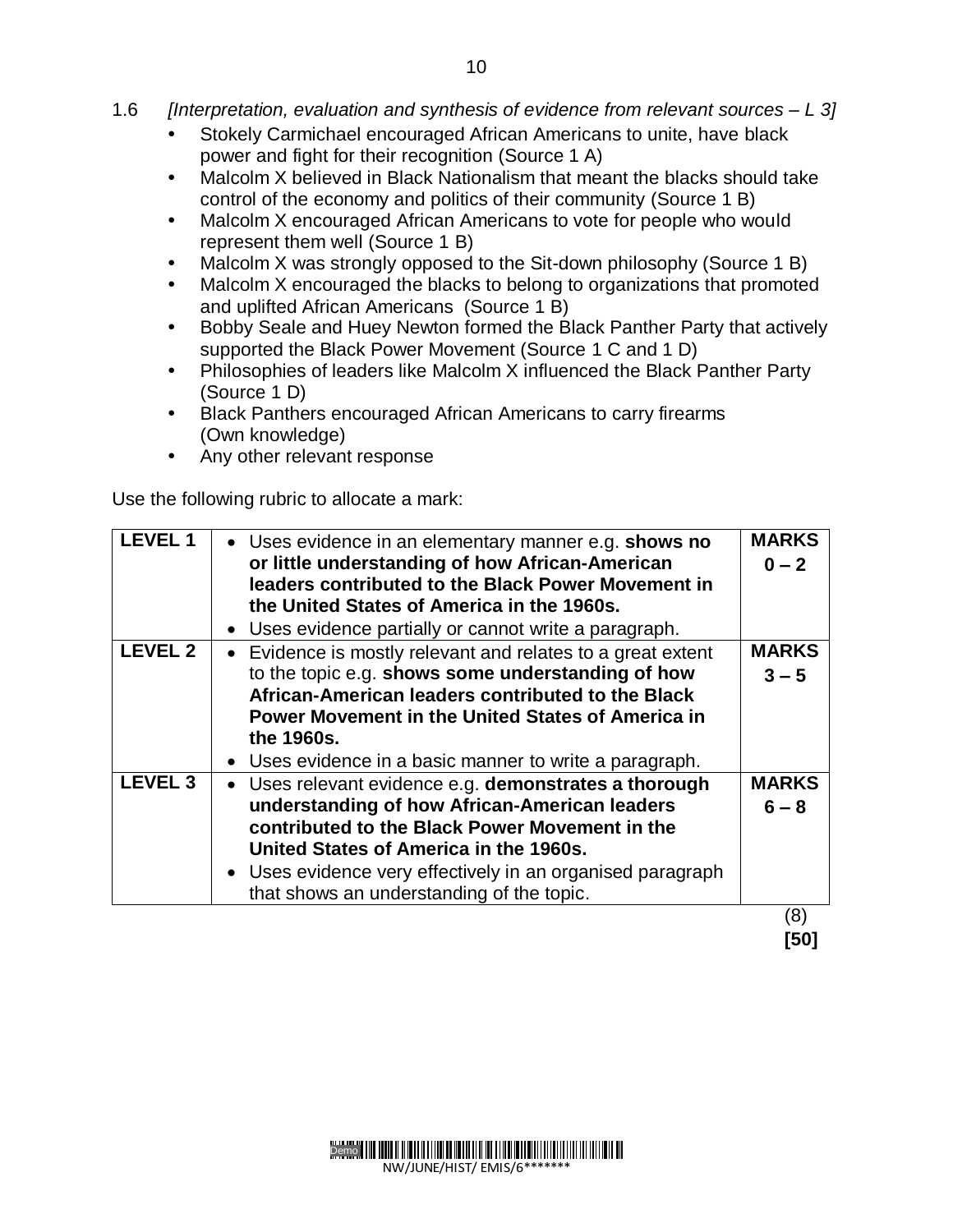1.6 *[Interpretation, evaluation and synthesis of evidence from relevant sources – L 3]*

- Stokely Carmichael encouraged African Americans to unite, have black power and fight for their recognition (Source 1 A)
- Malcolm X believed in Black Nationalism that meant the blacks should take control of the economy and politics of their community (Source 1 B)
- Malcolm X encouraged African Americans to vote for people who would represent them well (Source 1 B)
- Malcolm X was strongly opposed to the Sit-down philosophy (Source 1 B)
- Malcolm X encouraged the blacks to belong to organizations that promoted and uplifted African Americans (Source 1 B)
- Bobby Seale and Huey Newton formed the Black Panther Party that actively supported the Black Power Movement (Source 1 C and 1 D)
- Philosophies of leaders like Malcolm X influenced the Black Panther Party (Source 1 D)
- Black Panthers encouraged African Americans to carry firearms (Own knowledge)
- Any other relevant response

Use the following rubric to allocate a mark:

| LEVEL | DESCRIPTION | MARKS |
|---|---|---|
| **LEVEL 1** | • Uses evidence in an elementary manner e.g. **shows no or little understanding of how African-American leaders contributed to the Black Power Movement in the United States of America in the 1960s.**<br>• Uses evidence partially or cannot write a paragraph. | **MARKS 0 – 2** |
| **LEVEL 2** | • Evidence is mostly relevant and relates to a great extent to the topic e.g. **shows some understanding of how African-American leaders contributed to the Black Power Movement in the United States of America in the 1960s.**<br>• Uses evidence in a basic manner to write a paragraph. | **MARKS 3 – 5** |
| **LEVEL 3** | • Uses relevant evidence e.g. **demonstrates a thorough understanding of how African-American leaders contributed to the Black Power Movement in the United States of America in the 1960s.**<br>• Uses evidence very effectively in an organised paragraph that shows an understanding of the topic. | **MARKS 6 – 8** |

(8)

**[50]**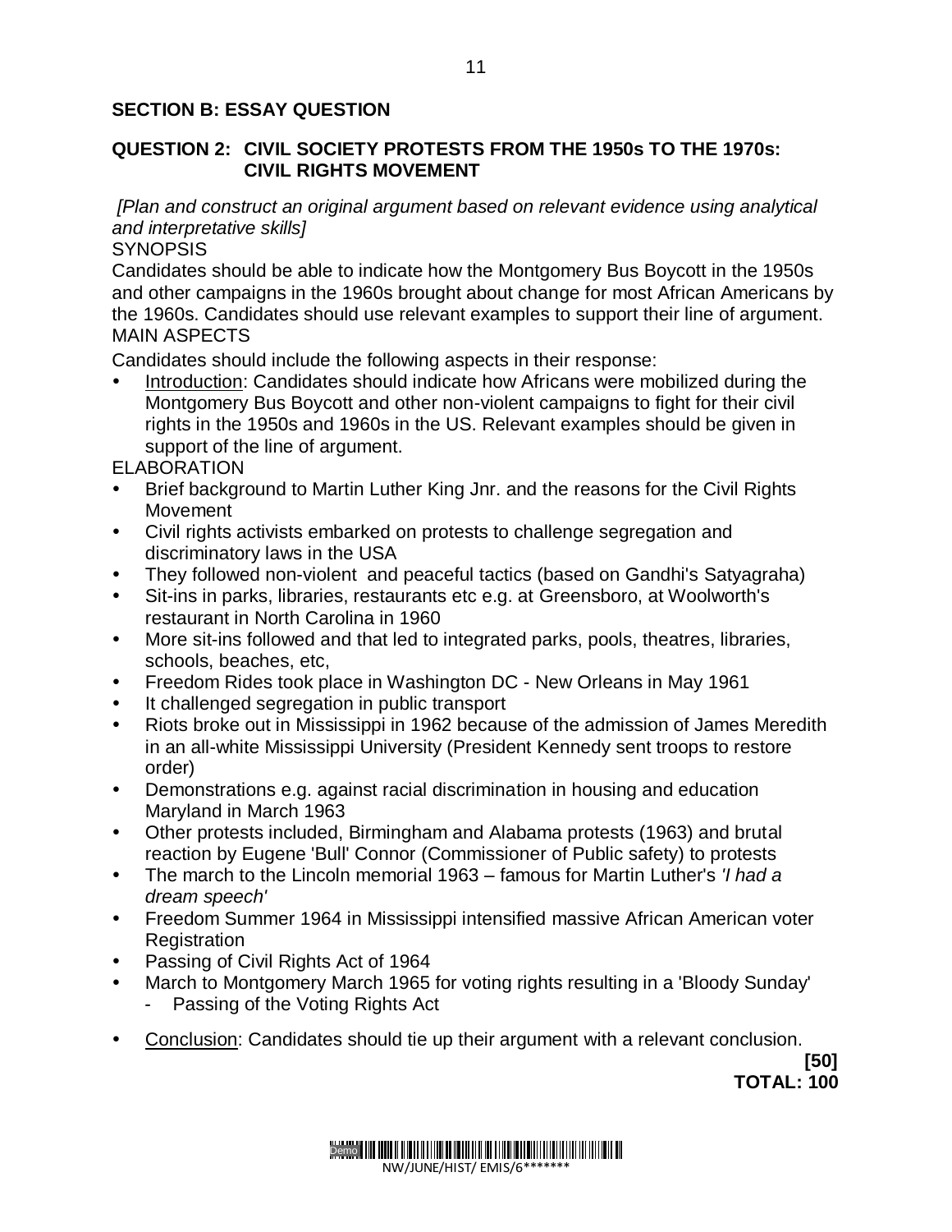## SECTION B: ESSAY QUESTION

### QUESTION 2: CIVIL SOCIETY PROTESTS FROM THE 1950s TO THE 1970s: CIVIL RIGHTS MOVEMENT

*[Plan and construct an original argument based on relevant evidence using analytical and interpretative skills]*

SYNOPSIS

Candidates should be able to indicate how the Montgomery Bus Boycott in the 1950s and other campaigns in the 1960s brought about change for most African Americans by the 1960s. Candidates should use relevant examples to support their line of argument.

MAIN ASPECTS

Candidates should include the following aspects in their response:

- Introduction: Candidates should indicate how Africans were mobilized during the Montgomery Bus Boycott and other non-violent campaigns to fight for their civil rights in the 1950s and 1960s in the US. Relevant examples should be given in support of the line of argument.

ELABORATION

- Brief background to Martin Luther King Jnr. and the reasons for the Civil Rights Movement
- Civil rights activists embarked on protests to challenge segregation and discriminatory laws in the USA
- They followed non-violent and peaceful tactics (based on Gandhi's Satyagraha)
- Sit-ins in parks, libraries, restaurants etc e.g. at Greensboro, at Woolworth's restaurant in North Carolina in 1960
- More sit-ins followed and that led to integrated parks, pools, theatres, libraries, schools, beaches, etc,
- Freedom Rides took place in Washington DC - New Orleans in May 1961
- It challenged segregation in public transport
- Riots broke out in Mississippi in 1962 because of the admission of James Meredith in an all-white Mississippi University (President Kennedy sent troops to restore order)
- Demonstrations e.g. against racial discrimination in housing and education Maryland in March 1963
- Other protests included, Birmingham and Alabama protests (1963) and brutal reaction by Eugene 'Bull' Connor (Commissioner of Public safety) to protests
- The march to the Lincoln memorial 1963 – famous for Martin Luther's *'I had a dream speech'*
- Freedom Summer 1964 in Mississippi intensified massive African American voter Registration
- Passing of Civil Rights Act of 1964
- March to Montgomery March 1965 for voting rights resulting in a 'Bloody Sunday'
  - Passing of the Voting Rights Act

- Conclusion: Candidates should tie up their argument with a relevant conclusion.

**[50]**

**TOTAL: 100**